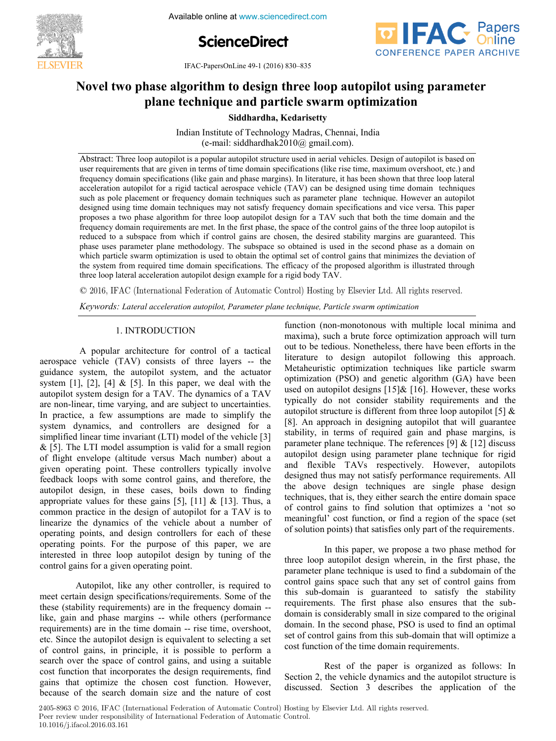# Novel two phase algorithm to design three loop autopilot using parameter plane technique and particle swarm optimization

**Siddhardha, Kedarisetty**

Indian Institute of Technology Madras, Chennai, India
(e-mail: siddhardhak2010@ gmail.com).

Abstract: Three loop autopilot is a popular autopilot structure used in aerial vehicles. Design of autopilot is based on user requirements that are given in terms of time domain specifications (like rise time, maximum overshoot, etc.) and frequency domain specifications (like gain and phase margins). In literature, it has been shown that three loop lateral acceleration autopilot for a rigid tactical aerospace vehicle (TAV) can be designed using time domain techniques such as pole placement or frequency domain techniques such as parameter plane technique. However an autopilot designed using time domain techniques may not satisfy frequency domain specifications and vice versa. This paper proposes a two phase algorithm for three loop autopilot design for a TAV such that both the time domain and the frequency domain requirements are met. In the first phase, the space of the control gains of the three loop autopilot is reduced to a subspace from which if control gains are chosen, the desired stability margins are guaranteed. This phase uses parameter plane methodology. The subspace so obtained is used in the second phase as a domain on which particle swarm optimization is used to obtain the optimal set of control gains that minimizes the deviation of the system from required time domain specifications. The efficacy of the proposed algorithm is illustrated through three loop lateral acceleration autopilot design example for a rigid body TAV.

© 2016, IFAC (International Federation of Automatic Control) Hosting by Elsevier Ltd. All rights reserved.

*Keywords: Lateral acceleration autopilot, Parameter plane technique, Particle swarm optimization*

## 1. INTRODUCTION

A popular architecture for control of a tactical aerospace vehicle (TAV) consists of three layers -- the guidance system, the autopilot system, and the actuator system [1], [2], [4] & [5]. In this paper, we deal with the autopilot system design for a TAV. The dynamics of a TAV are non-linear, time varying, and are subject to uncertainties. In practice, a few assumptions are made to simplify the system dynamics, and controllers are designed for a simplified linear time invariant (LTI) model of the vehicle [3] & [5]. The LTI model assumption is valid for a small region of flight envelope (altitude versus Mach number) about a given operating point. These controllers typically involve feedback loops with some control gains, and therefore, the autopilot design, in these cases, boils down to finding appropriate values for these gains [5], [11] & [13]. Thus, a common practice in the design of autopilot for a TAV is to linearize the dynamics of the vehicle about a number of operating points, and design controllers for each of these operating points. For the purpose of this paper, we are interested in three loop autopilot design by tuning of the control gains for a given operating point.

Autopilot, like any other controller, is required to meet certain design specifications/requirements. Some of the these (stability requirements) are in the frequency domain -- like, gain and phase margins -- while others (performance requirements) are in the time domain -- rise time, overshoot, etc. Since the autopilot design is equivalent to selecting a set of control gains, in principle, it is possible to perform a search over the space of control gains, and using a suitable cost function that incorporates the design requirements, find gains that optimize the chosen cost function. However, because of the search domain size and the nature of cost function (non-monotonous with multiple local minima and maxima), such a brute force optimization approach will turn out to be tedious. Nonetheless, there have been efforts in the literature to design autopilot following this approach. Metaheuristic optimization techniques like particle swarm optimization (PSO) and genetic algorithm (GA) have been used on autopilot designs [15]& [16]. However, these works typically do not consider stability requirements and the autopilot structure is different from three loop autopilot [5] & [8]. An approach in designing autopilot that will guarantee stability, in terms of required gain and phase margins, is parameter plane technique. The references [9] & [12] discuss autopilot design using parameter plane technique for rigid and flexible TAVs respectively. However, autopilots designed thus may not satisfy performance requirements. All the above design techniques are single phase design techniques, that is, they either search the entire domain space of control gains to find solution that optimizes a 'not so meaningful' cost function, or find a region of the space (set of solution points) that satisfies only part of the requirements.

In this paper, we propose a two phase method for three loop autopilot design wherein, in the first phase, the parameter plane technique is used to find a subdomain of the control gains space such that any set of control gains from this sub-domain is guaranteed to satisfy the stability requirements. The first phase also ensures that the sub-domain is considerably small in size compared to the original domain. In the second phase, PSO is used to find an optimal set of control gains from this sub-domain that will optimize a cost function of the time domain requirements.

Rest of the paper is organized as follows: In Section 2, the vehicle dynamics and the autopilot structure is discussed. Section 3 describes the application of the

2405-8963 © 2016, IFAC (International Federation of Automatic Control) Hosting by Elsevier Ltd. All rights reserved.
Peer review under responsibility of International Federation of Automatic Control.
10.1016/j.ifacol.2016.03.161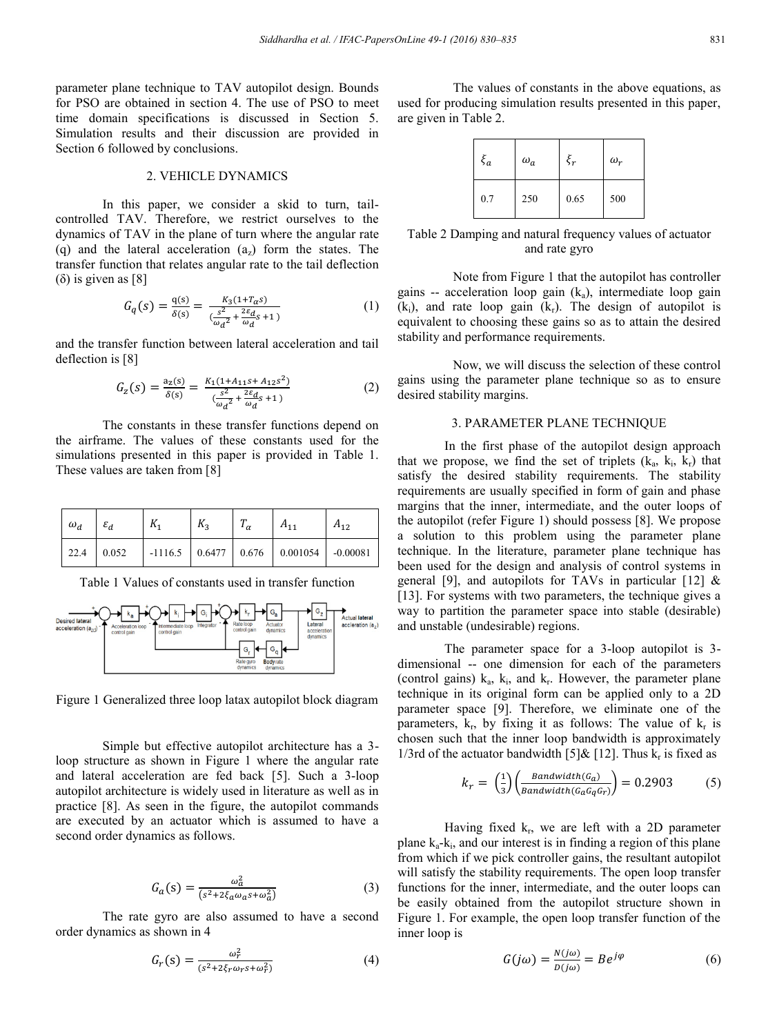parameter plane technique to TAV autopilot design. Bounds for PSO are obtained in section 4. The use of PSO to meet time domain specifications is discussed in Section 5. Simulation results and their discussion are provided in Section 6 followed by conclusions.

## 2. VEHICLE DYNAMICS

In this paper, we consider a skid to turn, tail-controlled TAV. Therefore, we restrict ourselves to the dynamics of TAV in the plane of turn where the angular rate (q) and the lateral acceleration ($a_z$) form the states. The transfer function that relates angular rate to the tail deflection ($\delta$) is given as [8]

$$G_q(s) = \frac{q(s)}{\delta(s)} = \frac{K_3(1+T_\alpha s)}{(\frac{s^2}{\omega_d{}^2} + \frac{2\varepsilon_d}{\omega_d}s + 1)} \quad (1)$$

and the transfer function between lateral acceleration and tail deflection is [8]

$$G_z(s) = \frac{a_z(s)}{\delta(s)} = \frac{K_1(1+A_{11}s + A_{12}s^2)}{(\frac{s^2}{\omega_d{}^2} + \frac{2\varepsilon_d}{\omega_d}s + 1)} \quad (2)$$

The constants in these transfer functions depend on the airframe. The values of these constants used for the simulations presented in this paper is provided in Table 1. These values are taken from [8]

| $\omega_d$ | $\varepsilon_d$ | $K_1$ | $K_3$ | $T_\alpha$ | $A_{11}$ | $A_{12}$ |
|---|---|---|---|---|---|---|
| 22.4 | 0.052 | -1116.5 | 0.6477 | 0.676 | 0.001054 | -0.00081 |

Table 1 Values of constants used in transfer function

Figure 1 Generalized three loop latax autopilot block diagram

Simple but effective autopilot architecture has a 3-loop structure as shown in Figure 1 where the angular rate and lateral acceleration are fed back [5]. Such a 3-loop autopilot architecture is widely used in literature as well as in practice [8]. As seen in the figure, the autopilot commands are executed by an actuator which is assumed to have a second order dynamics as follows.

$$G_a(s) = \frac{\omega_a^2}{(s^2 + 2\xi_a\omega_a s + \omega_a^2)} \quad (3)$$

The rate gyro are also assumed to have a second order dynamics as shown in 4

$$G_r(s) = \frac{\omega_r^2}{(s^2 + 2\xi_r\omega_r s + \omega_r^2)} \quad (4)$$

The values of constants in the above equations, as used for producing simulation results presented in this paper, are given in Table 2.

| $\xi_a$ | $\omega_a$ | $\xi_r$ | $\omega_r$ |
|---|---|---|---|
| 0.7 | 250 | 0.65 | 500 |

Table 2 Damping and natural frequency values of actuator and rate gyro

Note from Figure 1 that the autopilot has controller gains -- acceleration loop gain ($k_a$), intermediate loop gain ($k_i$), and rate loop gain ($k_r$). The design of autopilot is equivalent to choosing these gains so as to attain the desired stability and performance requirements.

Now, we will discuss the selection of these control gains using the parameter plane technique so as to ensure desired stability margins.

## 3. PARAMETER PLANE TECHNIQUE

In the first phase of the autopilot design approach that we propose, we find the set of triplets ($k_a$, $k_i$, $k_r$) that satisfy the desired stability requirements. The stability requirements are usually specified in form of gain and phase margins that the inner, intermediate, and the outer loops of the autopilot (refer Figure 1) should possess [8]. We propose a solution to this problem using the parameter plane technique. In the literature, parameter plane technique has been used for the design and analysis of control systems in general [9], and autopilots for TAVs in particular [12] & [13]. For systems with two parameters, the technique gives a way to partition the parameter space into stable (desirable) and unstable (undesirable) regions.

The parameter space for a 3-loop autopilot is 3-dimensional -- one dimension for each of the parameters (control gains) $k_a$, $k_i$, and $k_r$. However, the parameter plane technique in its original form can be applied only to a 2D parameter space [9]. Therefore, we eliminate one of the parameters, $k_r$, by fixing it as follows: The value of $k_r$ is chosen such that the inner loop bandwidth is approximately 1/3rd of the actuator bandwidth [5]& [12]. Thus $k_r$ is fixed as

$$k_r = \left(\frac{1}{3}\right)\left(\frac{Bandwidth(G_a)}{Bandwidth(G_aG_qG_r)}\right) = 0.2903 \quad (5)$$

Having fixed $k_r$, we are left with a 2D parameter plane $k_a$-$k_i$, and our interest is in finding a region of this plane from which if we pick controller gains, the resultant autopilot will satisfy the stability requirements. The open loop transfer functions for the inner, intermediate, and the outer loops can be easily obtained from the autopilot structure shown in Figure 1. For example, the open loop transfer function of the inner loop is

$$G(j\omega) = \frac{N(j\omega)}{D(j\omega)} = Be^{j\varphi} \quad (6)$$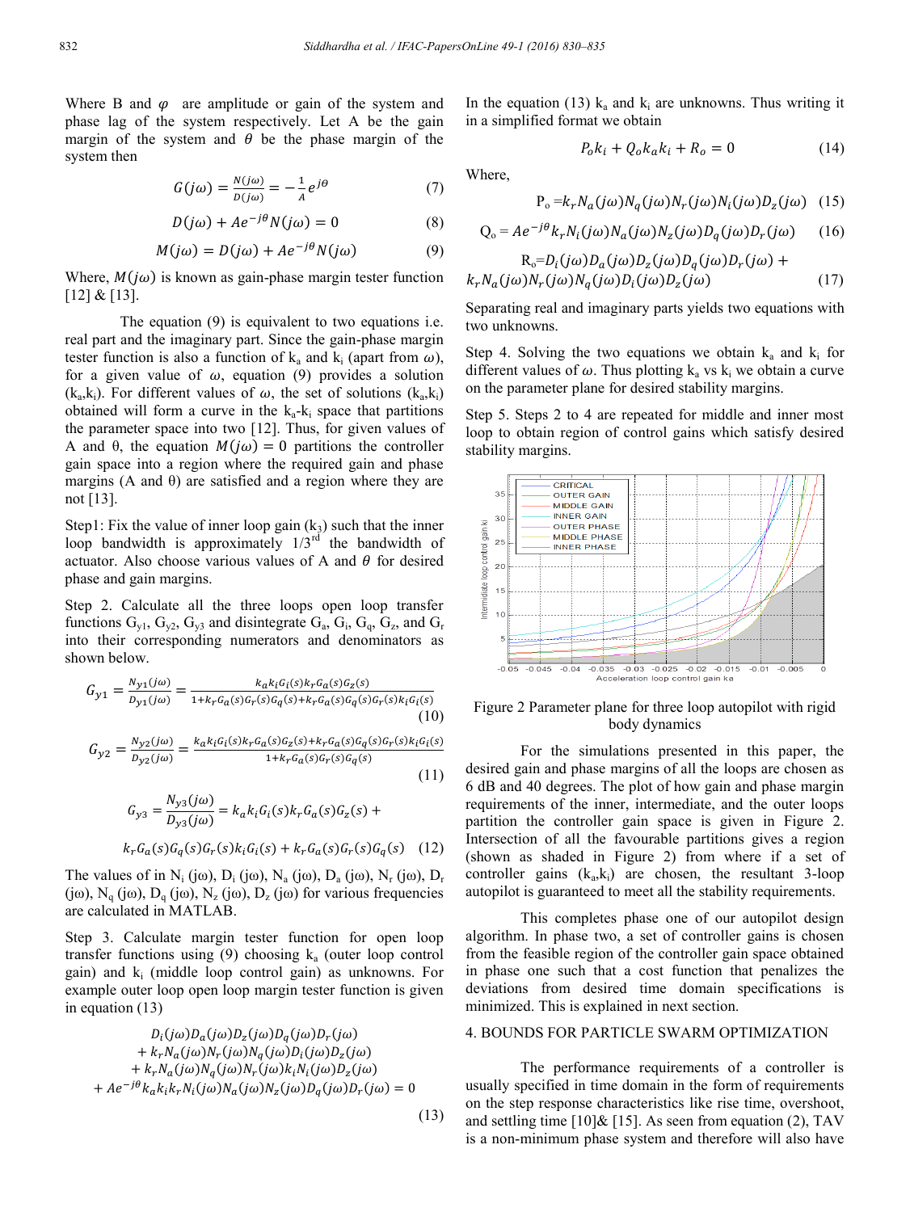Where B and $\varphi$ are amplitude or gain of the system and phase lag of the system respectively. Let A be the gain margin of the system and $\theta$ be the phase margin of the system then

$$G(j\omega) = \frac{N(j\omega)}{D(j\omega)} = -\frac{1}{A}e^{j\theta} \quad (7)$$

$$D(j\omega) + Ae^{-j\theta}N(j\omega) = 0 \quad (8)$$

$$M(j\omega) = D(j\omega) + Ae^{-j\theta}N(j\omega) \quad (9)$$

Where, $M(j\omega)$ is known as gain-phase margin tester function [12] & [13].

The equation (9) is equivalent to two equations i.e. real part and the imaginary part. Since the gain-phase margin tester function is also a function of $k_a$ and $k_i$ (apart from $\omega$), for a given value of $\omega$, equation (9) provides a solution ($k_a$,$k_i$). For different values of $\omega$, the set of solutions ($k_a$,$k_i$) obtained will form a curve in the $k_a$-$k_i$ space that partitions the parameter space into two [12]. Thus, for given values of A and θ, the equation $M(j\omega) = 0$ partitions the controller gain space into a region where the required gain and phase margins (A and θ) are satisfied and a region where they are not [13].

Step1: Fix the value of inner loop gain ($k_3$) such that the inner loop bandwidth is approximately 1/3rd the bandwidth of actuator. Also choose various values of A and $\theta$ for desired phase and gain margins.

Step 2. Calculate all the three loops open loop transfer functions $G_{y1}$, $G_{y2}$, $G_{y3}$ and disintegrate $G_a$, $G_i$, $G_q$, $G_z$, and $G_r$ into their corresponding numerators and denominators as shown below.

$$G_{y1} = \frac{N_{y1}(j\omega)}{D_{y1}(j\omega)} = \frac{k_a k_i G_i(s) k_r G_a(s) G_z(s)}{1 + k_r G_a(s) G_r(s) G_q(s) + k_r G_a(s) G_q(s) G_r(s) k_i G_i(s)} \quad (10)$$

$$G_{y2} = \frac{N_{y2}(j\omega)}{D_{y2}(j\omega)} = \frac{k_a k_i G_i(s) k_r G_a(s) G_z(s) + k_r G_a(s) G_q(s) G_r(s) k_i G_i(s)}{1 + k_r G_a(s) G_r(s) G_q(s)} \quad (11)$$

$$G_{y3} = \frac{N_{y3}(j\omega)}{D_{y3}(j\omega)} = k_a k_i G_i(s) k_r G_a(s) G_z(s) + k_r G_a(s) G_q(s) G_r(s) k_i G_i(s) + k_r G_a(s) G_r(s) G_q(s) \quad (12)$$

The values of in $N_i$ (jω), $D_i$ (jω), $N_a$ (jω), $D_a$ (jω), $N_r$ (jω), $D_r$ (jω), $N_q$ (jω), $D_q$ (jω), $N_z$ (jω), $D_z$ (jω) for various frequencies are calculated in MATLAB.

Step 3. Calculate margin tester function for open loop transfer functions using (9) choosing $k_a$ (outer loop control gain) and $k_i$ (middle loop control gain) as unknowns. For example outer loop open loop margin tester function is given in equation (13)

$$\begin{aligned} &D_i(j\omega)D_a(j\omega)D_z(j\omega)D_q(j\omega)D_r(j\omega) \\ &+ k_r N_a(j\omega)N_r(j\omega)N_q(j\omega)D_i(j\omega)D_z(j\omega) \\ &+ k_r N_a(j\omega)N_q(j\omega)N_r(j\omega)k_i N_i(j\omega)D_z(j\omega) \\ &+ Ae^{-j\theta}k_a k_i k_r N_i(j\omega)N_a(j\omega)N_z(j\omega)D_q(j\omega)D_r(j\omega) = 0 \end{aligned} \quad (13)$$

In the equation (13) $k_a$ and $k_i$ are unknowns. Thus writing it in a simplified format we obtain

$$P_o k_i + Q_o k_a k_i + R_o = 0 \quad (14)$$

Where,

$$P_o = k_r N_a(j\omega)N_q(j\omega)N_r(j\omega)N_i(j\omega)D_z(j\omega) \quad (15)$$

$$Q_o = Ae^{-j\theta}k_r N_i(j\omega)N_a(j\omega)N_z(j\omega)D_q(j\omega)D_r(j\omega) \quad (16)$$

$$R_o = D_i(j\omega)D_a(j\omega)D_z(j\omega)D_q(j\omega)D_r(j\omega) + k_r N_a(j\omega)N_r(j\omega)N_q(j\omega)D_i(j\omega)D_z(j\omega) \quad (17)$$

Separating real and imaginary parts yields two equations with two unknowns.

Step 4. Solving the two equations we obtain $k_a$ and $k_i$ for different values of $\omega$. Thus plotting $k_a$ vs $k_i$ we obtain a curve on the parameter plane for desired stability margins.

Step 5. Steps 2 to 4 are repeated for middle and inner most loop to obtain region of control gains which satisfy desired stability margins.

Figure 2 Parameter plane for three loop autopilot with rigid body dynamics

For the simulations presented in this paper, the desired gain and phase margins of all the loops are chosen as 6 dB and 40 degrees. The plot of how gain and phase margin requirements of the inner, intermediate, and the outer loops partition the controller gain space is given in Figure 2. Intersection of all the favourable partitions gives a region (shown as shaded in Figure 2) from where if a set of controller gains ($k_a$,$k_i$) are chosen, the resultant 3-loop autopilot is guaranteed to meet all the stability requirements.

This completes phase one of our autopilot design algorithm. In phase two, a set of controller gains is chosen from the feasible region of the controller gain space obtained in phase one such that a cost function that penalizes the deviations from desired time domain specifications is minimized. This is explained in next section.

## 4. BOUNDS FOR PARTICLE SWARM OPTIMIZATION

The performance requirements of a controller is usually specified in time domain in the form of requirements on the step response characteristics like rise time, overshoot, and settling time [10]& [15]. As seen from equation (2), TAV is a non-minimum phase system and therefore will also have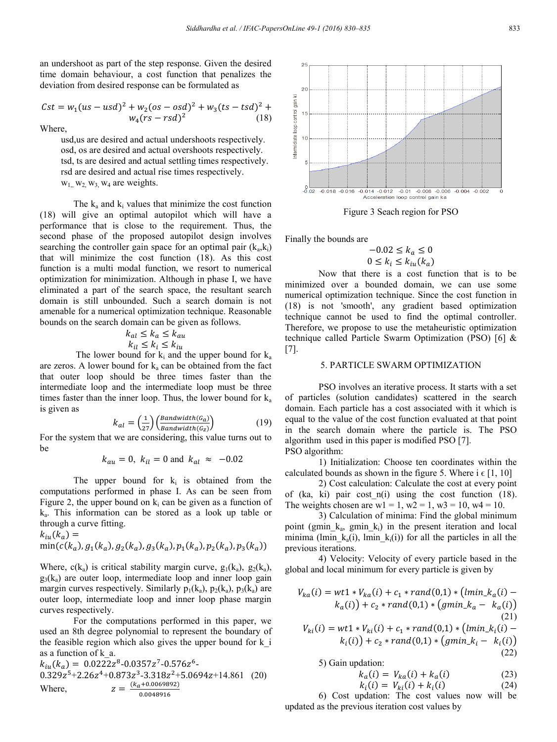an undershoot as part of the step response. Given the desired time domain behaviour, a cost function that penalizes the deviation from desired response can be formulated as

$$Cst = w_1(us - usd)^2 + w_2(os - osd)^2 + w_3(ts - tsd)^2 + w_4(rs - rsd)^2 \quad (18)$$

Where,

usd,us are desired and actual undershoots respectively.
osd, os are desired and actual overshoots respectively.
tsd, ts are desired and actual settling times respectively.
rsd are desired and actual rise times respectively.
$w_1$, $w_2$, $w_3$, $w_4$ are weights.

The $k_a$ and $k_i$ values that minimize the cost function (18) will give an optimal autopilot which will have a performance that is close to the requirement. Thus, the second phase of the proposed autopilot design involves searching the controller gain space for an optimal pair ($k_a$,$k_i$) that will minimize the cost function (18). As this cost function is a multi modal function, we resort to numerical optimization for minimization. Although in phase I, we have eliminated a part of the search space, the resultant search domain is still unbounded. Such a search domain is not amenable for a numerical optimization technique. Reasonable bounds on the search domain can be given as follows.

$$k_{al} \leq k_a \leq k_{au}$$
$$k_{il} \leq k_i \leq k_{iu}$$

The lower bound for $k_i$ and the upper bound for $k_a$ are zeros. A lower bound for $k_a$ can be obtained from the fact that outer loop should be three times faster than the intermediate loop and the intermediate loop must be three times faster than the inner loop. Thus, the lower bound for $k_a$ is given as

$$k_{al} = \left(\frac{1}{27}\right)\left(\frac{Bandwidth(G_a)}{Bandwidth(G_z)}\right) \quad (19)$$

For the system that we are considering, this value turns out to be

$$k_{au} = 0,\ k_{il} = 0 \text{ and } k_{al} \approx -0.02$$

The upper bound for $k_i$ is obtained from the computations performed in phase I. As can be seen from Figure 2, the upper bound on $k_i$ can be given as a function of $k_a$. This information can be stored as a look up table or through a curve fitting.

$$k_{iu}(k_a) = \min(c(k_a), g_1(k_a), g_2(k_a), g_3(k_a), p_1(k_a), p_2(k_a), p_3(k_a))$$

Where, $c(k_a)$ is critical stability margin curve, $g_1(k_a)$, $g_2(k_a)$, $g_3(k_a)$ are outer loop, intermediate loop and inner loop gain margin curves respectively. Similarly $p_1(k_a)$, $p_2(k_a)$, $p_3(k_a)$ are outer loop, intermediate loop and inner loop phase margin curves respectively.

For the computations performed in this paper, we used an 8th degree polynomial to represent the boundary of the feasible region which also gives the upper bound for k_i as a function of k_a.

$$k_{iu}(k_a) = 0.0222z^8 - 0.0357z^7 - 0.576z^6 - 0.329z^5 + 2.26z^4 + 0.873z^3 - 3.318z^2 + 5.0694z + 14.861 \quad (20)$$

Where, $z = \frac{(k_a + 0.0069892)}{0.0048916}$

Figure 3 Seach region for PSO

Finally the bounds are

$$-0.02 \leq k_a \leq 0$$
$$0 \leq k_i \leq k_{iu}(k_a)$$

Now that there is a cost function that is to be minimized over a bounded domain, we can use some numerical optimization technique. Since the cost function in (18) is not 'smooth', any gradient based optimization technique cannot be used to find the optimal controller. Therefore, we propose to use the metaheuristic optimization technique called Particle Swarm Optimization (PSO) [6] & [7].

## 5. PARTICLE SWARM OPTIMIZATION

PSO involves an iterative process. It starts with a set of particles (solution candidates) scattered in the search domain. Each particle has a cost associated with it which is equal to the value of the cost function evaluated at that point in the search domain where the particle is. The PSO algorithm used in this paper is modified PSO [7].

PSO algorithm:

1) Initialization: Choose ten coordinates within the calculated bounds as shown in the figure 5. Where $i \in [1, 10]$

2) Cost calculation: Calculate the cost at every point of (ka, ki) pair cost_n(i) using the cost function (18). The weights chosen are w1 = 1, w2 = 1, w3 = 10, w4 = 10.

3) Calculation of minima: Find the global minimum point (gmin_k_a, gmin_k_i) in the present iteration and local minima (lmin_k_a(i), lmin_k_i(i)) for all the particles in all the previous iterations.

4) Velocity: Velocity of every particle based in the global and local minimum for every particle is given by

$$V_{ka}(i) = wt1 * V_{ka}(i) + c_1 * rand(0,1) * (lmin\_k_a(i) - k_a(i)) + c_2 * rand(0,1) * (gmin\_k_a - k_a(i)) \quad (21)$$

$$V_{ki}(i) = wt1 * V_{ki}(i) + c_1 * rand(0,1) * (lmin\_k_i(i) - k_i(i)) + c_2 * rand(0,1) * (gmin\_k_i - k_i(i)) \quad (22)$$

5) Gain updation:

$$k_a(i) = V_{ka}(i) + k_a(i) \quad (23)$$
$$k_i(i) = V_{ki}(i) + k_i(i) \quad (24)$$

6) Cost updation: The cost values now will be updated as the previous iteration cost values by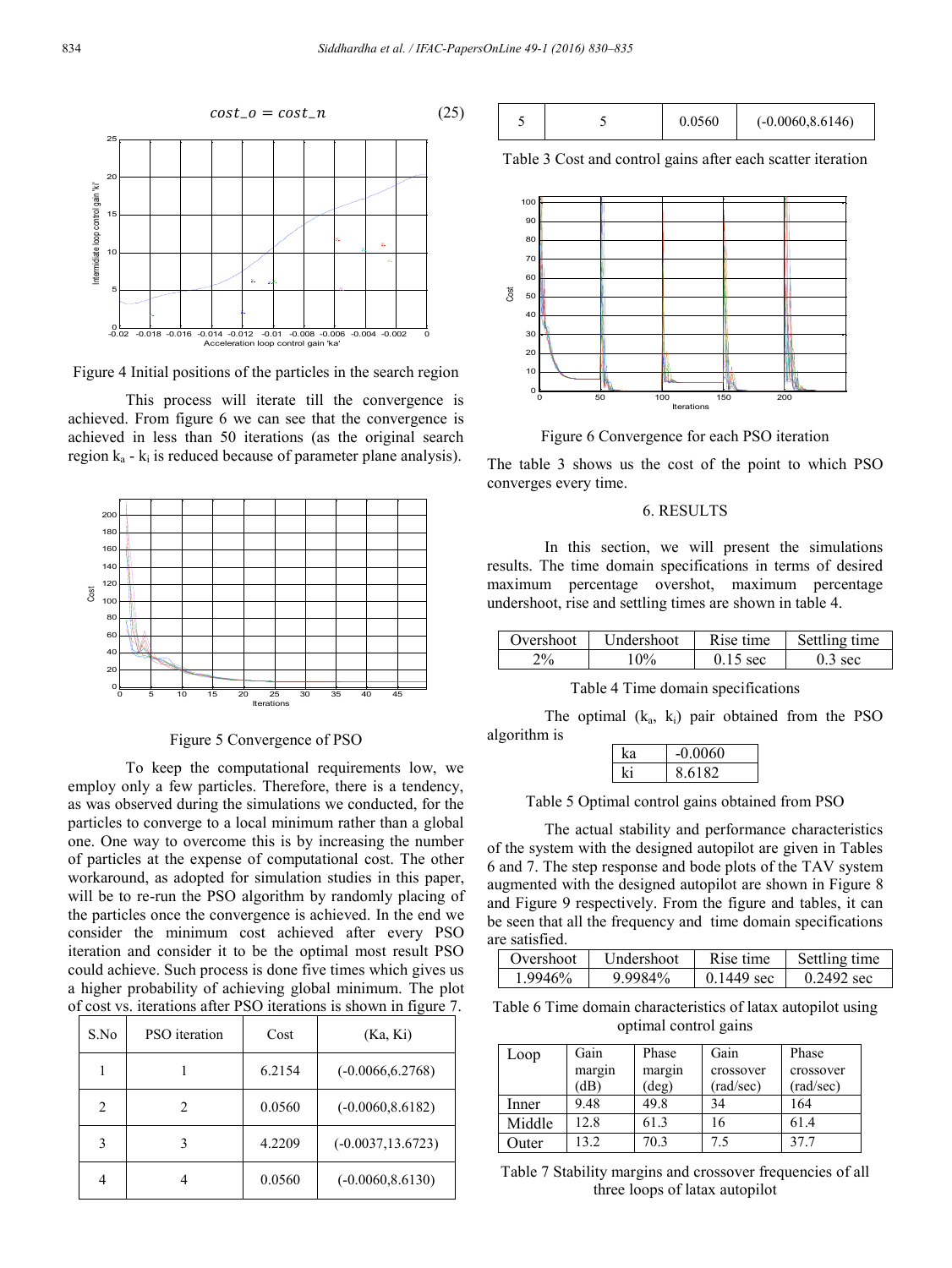$$cost\_o = cost\_n \tag{25}$$

Figure 4 Initial positions of the particles in the search region

This process will iterate till the convergence is achieved. From figure 6 we can see that the convergence is achieved in less than 50 iterations (as the original search region $k_a$ - $k_i$ is reduced because of parameter plane analysis).

Figure 5 Convergence of PSO

To keep the computational requirements low, we employ only a few particles. Therefore, there is a tendency, as was observed during the simulations we conducted, for the particles to converge to a local minimum rather than a global one. One way to overcome this is by increasing the number of particles at the expense of computational cost. The other workaround, as adopted for simulation studies in this paper, will be to re-run the PSO algorithm by randomly placing of the particles once the convergence is achieved. In the end we consider the minimum cost achieved after every PSO iteration and consider it to be the optimal most result PSO could achieve. Such process is done five times which gives us a higher probability of achieving global minimum. The plot of cost vs. iterations after PSO iterations is shown in figure 7.

| S.No | PSO iteration | Cost | (Ka, Ki) |
|---|---|---|---|
| 1 | 1 | 6.2154 | (-0.0066,6.2768) |
| 2 | 2 | 0.0560 | (-0.0060,8.6182) |
| 3 | 3 | 4.2209 | (-0.0037,13.6723) |
| 4 | 4 | 0.0560 | (-0.0060,8.6130) |
| 5 | 5 | 0.0560 | (-0.0060,8.6146) |

Table 3 Cost and control gains after each scatter iteration

Figure 6 Convergence for each PSO iteration

The table 3 shows us the cost of the point to which PSO converges every time.

## 6. RESULTS

In this section, we will present the simulations results. The time domain specifications in terms of desired maximum percentage overshot, maximum percentage undershoot, rise and settling times are shown in table 4.

| Overshoot | Undershoot | Rise time | Settling time |
|---|---|---|---|
| 2% | 10% | 0.15 sec | 0.3 sec |

Table 4 Time domain specifications

The optimal ($k_a$, $k_i$) pair obtained from the PSO algorithm is

| ka | -0.0060 |
|---|---|
| ki | 8.6182 |

Table 5 Optimal control gains obtained from PSO

The actual stability and performance characteristics of the system with the designed autopilot are given in Tables 6 and 7. The step response and bode plots of the TAV system augmented with the designed autopilot are shown in Figure 8 and Figure 9 respectively. From the figure and tables, it can be seen that all the frequency and time domain specifications are satisfied.

| Overshoot | Undershoot | Rise time | Settling time |
|---|---|---|---|
| 1.9946% | 9.9984% | 0.1449 sec | 0.2492 sec |

Table 6 Time domain characteristics of latax autopilot using optimal control gains

| Loop | Gain margin (dB) | Phase margin (deg) | Gain crossover (rad/sec) | Phase crossover (rad/sec) |
|---|---|---|---|---|
| Inner | 9.48 | 49.8 | 34 | 164 |
| Middle | 12.8 | 61.3 | 16 | 61.4 |
| Outer | 13.2 | 70.3 | 7.5 | 37.7 |

Table 7 Stability margins and crossover frequencies of all three loops of latax autopilot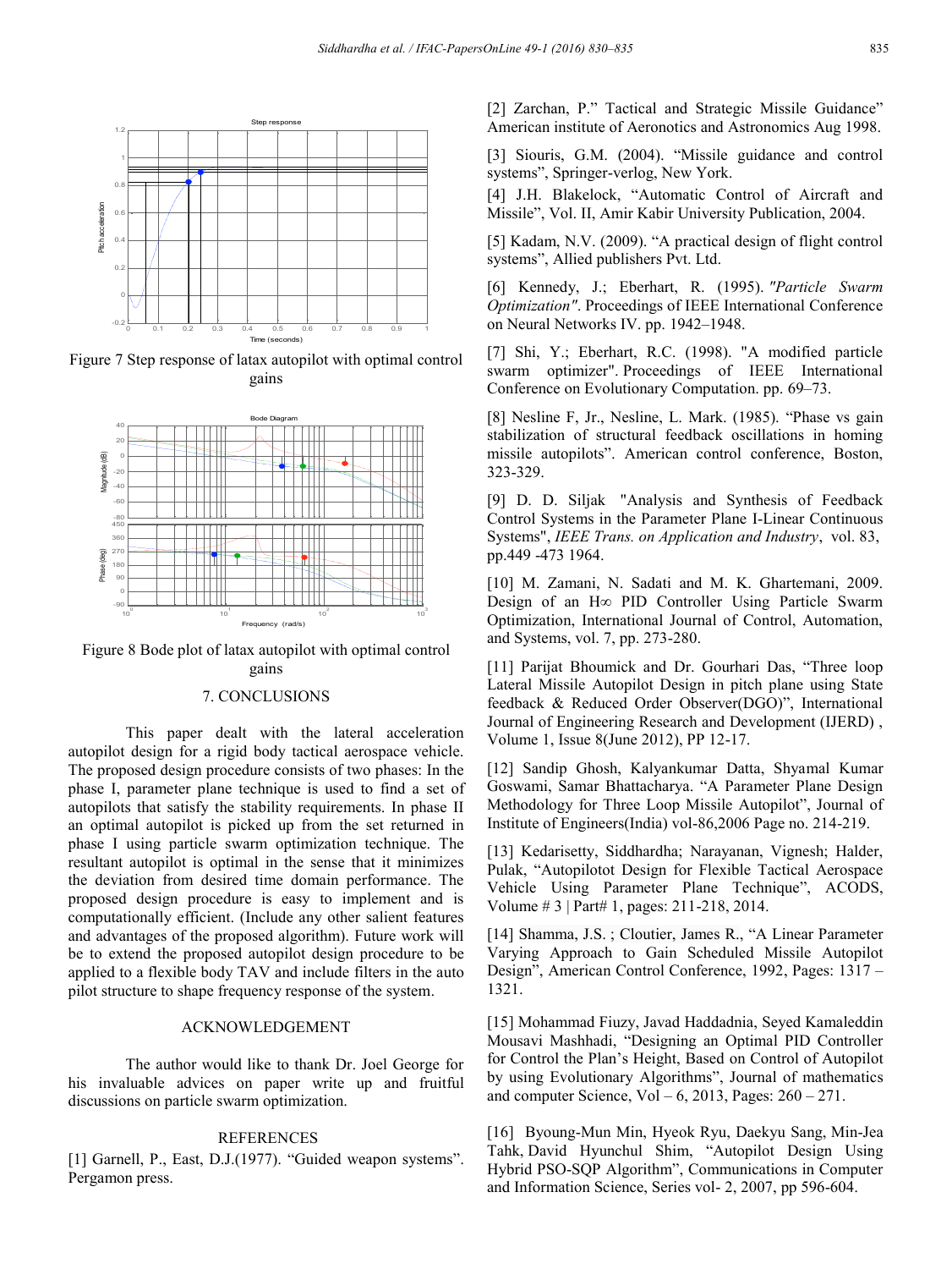Step response

Pitch acceleration

Time (seconds)

1.2
1
0.8
0.6
0.4
0.2
0
-0.2

0 0.1 0.2 0.3 0.4 0.5 0.6 0.7 0.8 0.9 1

Figure 7 Step response of latax autopilot with optimal control gains

Bode Diagram

Magnitude (dB)

Phase (deg)

Frequency (rad/s)

40
20
0
-20
-40
-60
-80

450
360
270
180
90
0
-90

$10^0$ $10^1$ $10^2$ $10^3$

Figure 8 Bode plot of latax autopilot with optimal control gains

## 7. CONCLUSIONS

This paper dealt with the lateral acceleration autopilot design for a rigid body tactical aerospace vehicle. The proposed design procedure consists of two phases: In the phase I, parameter plane technique is used to find a set of autopilots that satisfy the stability requirements. In phase II an optimal autopilot is picked up from the set returned in phase I using particle swarm optimization technique. The resultant autopilot is optimal in the sense that it minimizes the deviation from desired time domain performance. The proposed design procedure is easy to implement and is computationally efficient. (Include any other salient features and advantages of the proposed algorithm). Future work will be to extend the proposed autopilot design procedure to be applied to a flexible body TAV and include filters in the auto pilot structure to shape frequency response of the system.

## ACKNOWLEDGEMENT

The author would like to thank Dr. Joel George for his invaluable advices on paper write up and fruitful discussions on particle swarm optimization.

## REFERENCES

[1] Garnell, P., East, D.J.(1977). "Guided weapon systems". Pergamon press.

[2] Zarchan, P." Tactical and Strategic Missile Guidance" American institute of Aeronotics and Astrononics Aug 1998.

[3] Siouris, G.M. (2004). "Missile guidance and control systems", Springer-verlog, New York.

[4] J.H. Blakelock, "Automatic Control of Aircraft and Missile", Vol. II, Amir Kabir University Publication, 2004.

[5] Kadam, N.V. (2009). "A practical design of flight control systems", Allied publishers Pvt. Ltd.

[6] Kennedy, J.; Eberhart, R. (1995). *"Particle Swarm Optimization"*. Proceedings of IEEE International Conference on Neural Networks IV. pp. 1942–1948.

[7] Shi, Y.; Eberhart, R.C. (1998). "A modified particle swarm optimizer". Proceedings of IEEE International Conference on Evolutionary Computation. pp. 69–73.

[8] Nesline F, Jr., Nesline, L. Mark. (1985). "Phase vs gain stabilization of structural feedback oscillations in homing missile autopilots". American control conference, Boston, 323-329.

[9] D. D. Siljak "Analysis and Synthesis of Feedback Control Systems in the Parameter Plane I-Linear Continuous Systems", *IEEE Trans. on Application and Industry*, vol. 83, pp.449 -473 1964.

[10] M. Zamani, N. Sadati and M. K. Ghartemani, 2009. Design of an H∞ PID Controller Using Particle Swarm Optimization, International Journal of Control, Automation, and Systems, vol. 7, pp. 273-280.

[11] Parijat Bhoumick and Dr. Gourhari Das, "Three loop Lateral Missile Autopilot Design in pitch plane using State feedback & Reduced Order Observer(DGO)", International Journal of Engineering Research and Development (IJERD) , Volume 1, Issue 8(June 2012), PP 12-17.

[12] Sandip Ghosh, Kalyankumar Datta, Shyamal Kumar Goswami, Samar Bhattacharya. "A Parameter Plane Design Methodology for Three Loop Missile Autopilot", Journal of Institute of Engineers(India) vol-86,2006 Page no. 214-219.

[13] Kedarisetty, Siddhardha; Narayanan, Vignesh; Halder, Pulak, "Autopilotot Design for Flexible Tactical Aerospace Vehicle Using Parameter Plane Technique", ACODS, Volume # 3 | Part# 1, pages: 211-218, 2014.

[14] Shamma, J.S. ; Cloutier, James R., "A Linear Parameter Varying Approach to Gain Scheduled Missile Autopilot Design", American Control Conference, 1992, Pages: 1317 – 1321.

[15] Mohammad Fiuzy, Javad Haddadnia, Seyed Kamaleddin Mousavi Mashhadi, "Designing an Optimal PID Controller for Control the Plan's Height, Based on Control of Autopilot by using Evolutionary Algorithms", Journal of mathematics and computer Science, Vol – 6, 2013, Pages: 260 – 271.

[16] Byoung-Mun Min, Hyeok Ryu, Daekyu Sang, Min-Jea Tahk, David Hyunchul Shim, "Autopilot Design Using Hybrid PSO-SQP Algorithm", Communications in Computer and Information Science, Series vol- 2, 2007, pp 596-604.